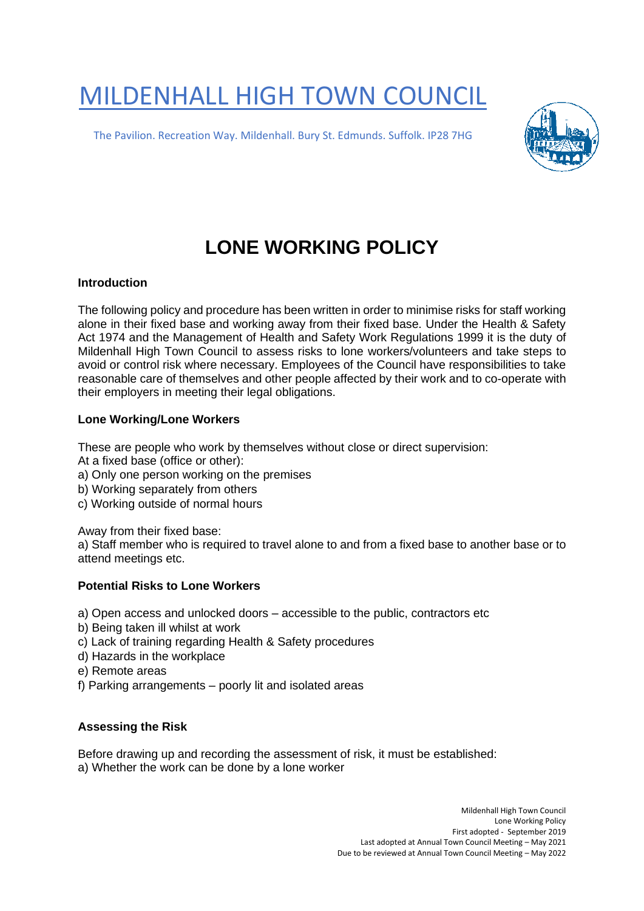# MILDENHALL HIGH TOWN COUNCIL

The Pavilion. Recreation Way. Mildenhall. Bury St. Edmunds. Suffolk. IP28 7HG

# LONE WORKING POLICY

**Introduction**

The following policy and procedure has been written in order to minimise risks for staff working alone in their fixed base and working away from their fixed base. Under the Health & Safety Act 1974 and the Management of Health and Safety Work Regulations 1999 it is the duty of Mildenhall High Town Council to assess risks to lone workers/volunteers and take steps to avoid or control risk where necessary. Employees of the Council have responsibilities to take reasonable care of themselves and other people affected by their work and to co-operate with their employers in meeting their legal obligations.

**Lone Working/Lone Workers**

These are people who work by themselves without close or direct supervision:

At a fixed base (office or other):

a) Only one person working on the premises
b) Working separately from others
c) Working outside of normal hours

Away from their fixed base:

a) Staff member who is required to travel alone to and from a fixed base to another base or to attend meetings etc.

**Potential Risks to Lone Workers**

a) Open access and unlocked doors – accessible to the public, contractors etc
b) Being taken ill whilst at work
c) Lack of training regarding Health & Safety procedures
d) Hazards in the workplace
e) Remote areas
f) Parking arrangements – poorly lit and isolated areas

**Assessing the Risk**

Before drawing up and recording the assessment of risk, it must be established:

a) Whether the work can be done by a lone worker

Mildenhall High Town Council
Lone Working Policy
First adopted - September 2019
Last adopted at Annual Town Council Meeting – May 2021
Due to be reviewed at Annual Town Council Meeting – May 2022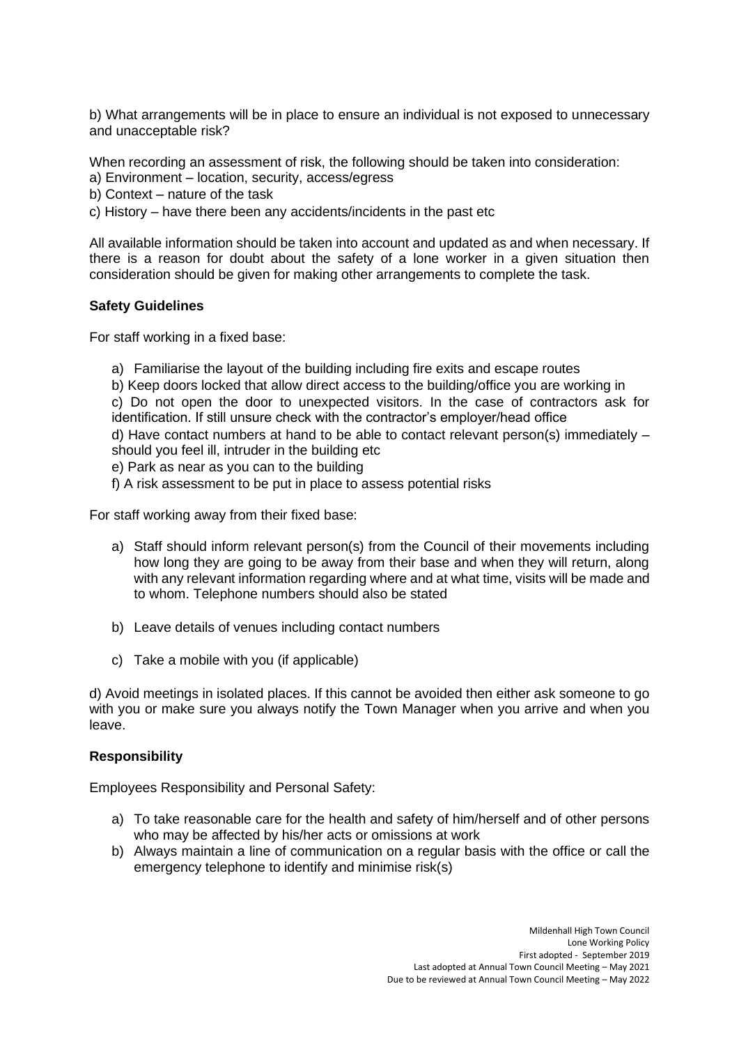b) What arrangements will be in place to ensure an individual is not exposed to unnecessary and unacceptable risk?

When recording an assessment of risk, the following should be taken into consideration:
a) Environment – location, security, access/egress
b) Context – nature of the task
c) History – have there been any accidents/incidents in the past etc

All available information should be taken into account and updated as and when necessary. If there is a reason for doubt about the safety of a lone worker in a given situation then consideration should be given for making other arrangements to complete the task.

**Safety Guidelines**

For staff working in a fixed base:

a) Familiarise the layout of the building including fire exits and escape routes
b) Keep doors locked that allow direct access to the building/office you are working in
c) Do not open the door to unexpected visitors. In the case of contractors ask for identification. If still unsure check with the contractor's employer/head office
d) Have contact numbers at hand to be able to contact relevant person(s) immediately – should you feel ill, intruder in the building etc
e) Park as near as you can to the building
f) A risk assessment to be put in place to assess potential risks

For staff working away from their fixed base:

a) Staff should inform relevant person(s) from the Council of their movements including how long they are going to be away from their base and when they will return, along with any relevant information regarding where and at what time, visits will be made and to whom. Telephone numbers should also be stated

b) Leave details of venues including contact numbers

c) Take a mobile with you (if applicable)

d) Avoid meetings in isolated places. If this cannot be avoided then either ask someone to go with you or make sure you always notify the Town Manager when you arrive and when you leave.

**Responsibility**

Employees Responsibility and Personal Safety:

a) To take reasonable care for the health and safety of him/herself and of other persons who may be affected by his/her acts or omissions at work
b) Always maintain a line of communication on a regular basis with the office or call the emergency telephone to identify and minimise risk(s)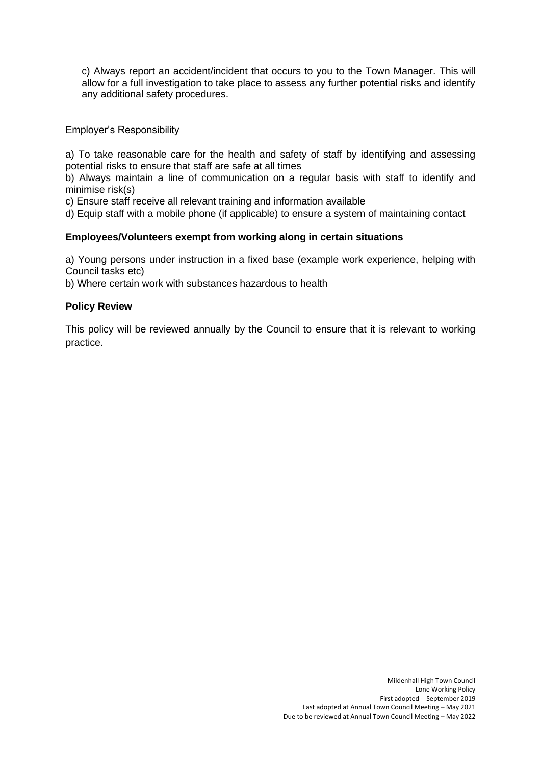c) Always report an accident/incident that occurs to you to the Town Manager. This will allow for a full investigation to take place to assess any further potential risks and identify any additional safety procedures.

Employer's Responsibility

a) To take reasonable care for the health and safety of staff by identifying and assessing potential risks to ensure that staff are safe at all times
b) Always maintain a line of communication on a regular basis with staff to identify and minimise risk(s)
c) Ensure staff receive all relevant training and information available
d) Equip staff with a mobile phone (if applicable) to ensure a system of maintaining contact

**Employees/Volunteers exempt from working along in certain situations**

a) Young persons under instruction in a fixed base (example work experience, helping with Council tasks etc)
b) Where certain work with substances hazardous to health

**Policy Review**

This policy will be reviewed annually by the Council to ensure that it is relevant to working practice.

Mildenhall High Town Council
Lone Working Policy
First adopted - September 2019
Last adopted at Annual Town Council Meeting – May 2021
Due to be reviewed at Annual Town Council Meeting – May 2022